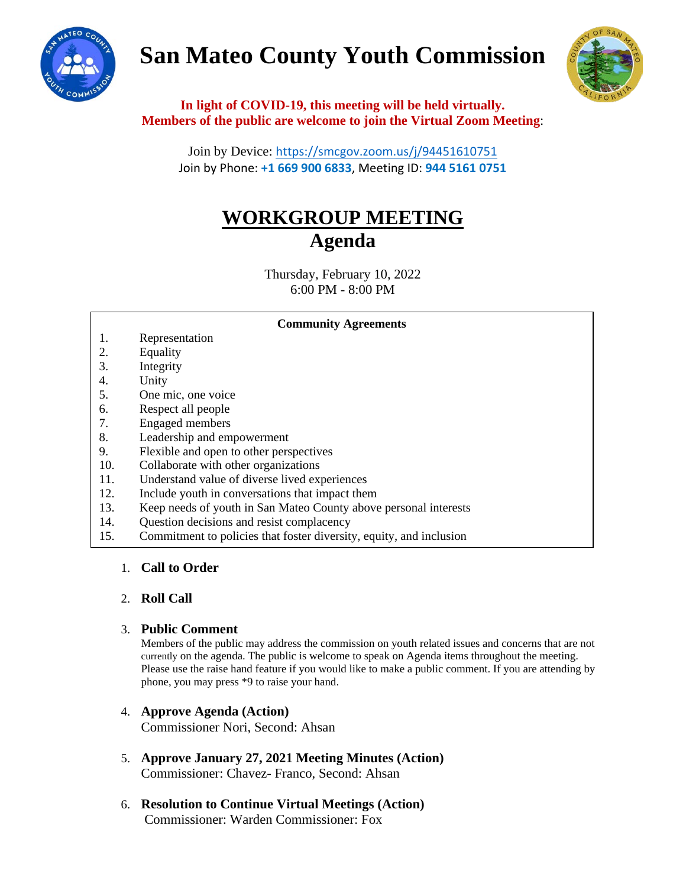# San Mateo County Youth Commission

**In light of COVID-19, this meeting will be held virtually.**
**Members of the public are welcome to join the Virtual Zoom Meeting**:

Join by Device: https://smcgov.zoom.us/j/94451610751
Join by Phone: **+1 669 900 6833**, Meeting ID: **944 5161 0751**

## WORKGROUP MEETING
## Agenda

Thursday, February 10, 2022
6:00 PM - 8:00 PM

**Community Agreements**

1. Representation
2. Equality
3. Integrity
4. Unity
5. One mic, one voice
6. Respect all people
7. Engaged members
8. Leadership and empowerment
9. Flexible and open to other perspectives
10. Collaborate with other organizations
11. Understand value of diverse lived experiences
12. Include youth in conversations that impact them
13. Keep needs of youth in San Mateo County above personal interests
14. Question decisions and resist complacency
15. Commitment to policies that foster diversity, equity, and inclusion

1. **Call to Order**

2. **Roll Call**

3. **Public Comment**
   Members of the public may address the commission on youth related issues and concerns that are not currently on the agenda. The public is welcome to speak on Agenda items throughout the meeting. Please use the raise hand feature if you would like to make a public comment. If you are attending by phone, you may press *9 to raise your hand.

4. **Approve Agenda (Action)**
   Commissioner Nori, Second: Ahsan

5. **Approve January 27, 2021 Meeting Minutes (Action)**
   Commissioner: Chavez- Franco, Second: Ahsan

6. **Resolution to Continue Virtual Meetings (Action)**
   Commissioner: Warden Commissioner: Fox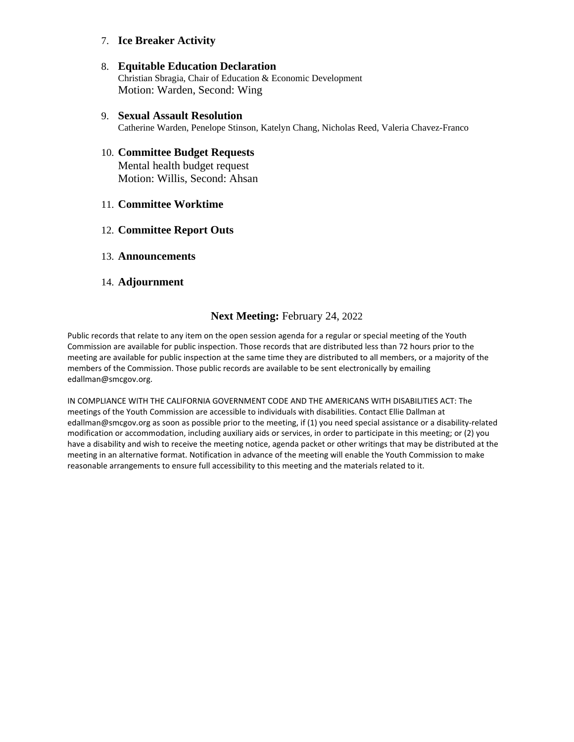7. **Ice Breaker Activity**

8. **Equitable Education Declaration**
   Christian Sbragia, Chair of Education & Economic Development
   Motion: Warden, Second: Wing

9. **Sexual Assault Resolution**
   Catherine Warden, Penelope Stinson, Katelyn Chang, Nicholas Reed, Valeria Chavez-Franco

10. **Committee Budget Requests**
    Mental health budget request
    Motion: Willis, Second: Ahsan

11. **Committee Worktime**

12. **Committee Report Outs**

13. **Announcements**

14. **Adjournment**

**Next Meeting:** February 24, 2022

Public records that relate to any item on the open session agenda for a regular or special meeting of the Youth Commission are available for public inspection. Those records that are distributed less than 72 hours prior to the meeting are available for public inspection at the same time they are distributed to all members, or a majority of the members of the Commission. Those public records are available to be sent electronically by emailing edallman@smcgov.org.

IN COMPLIANCE WITH THE CALIFORNIA GOVERNMENT CODE AND THE AMERICANS WITH DISABILITIES ACT: The meetings of the Youth Commission are accessible to individuals with disabilities. Contact Ellie Dallman at edallman@smcgov.org as soon as possible prior to the meeting, if (1) you need special assistance or a disability-related modification or accommodation, including auxiliary aids or services, in order to participate in this meeting; or (2) you have a disability and wish to receive the meeting notice, agenda packet or other writings that may be distributed at the meeting in an alternative format. Notification in advance of the meeting will enable the Youth Commission to make reasonable arrangements to ensure full accessibility to this meeting and the materials related to it.